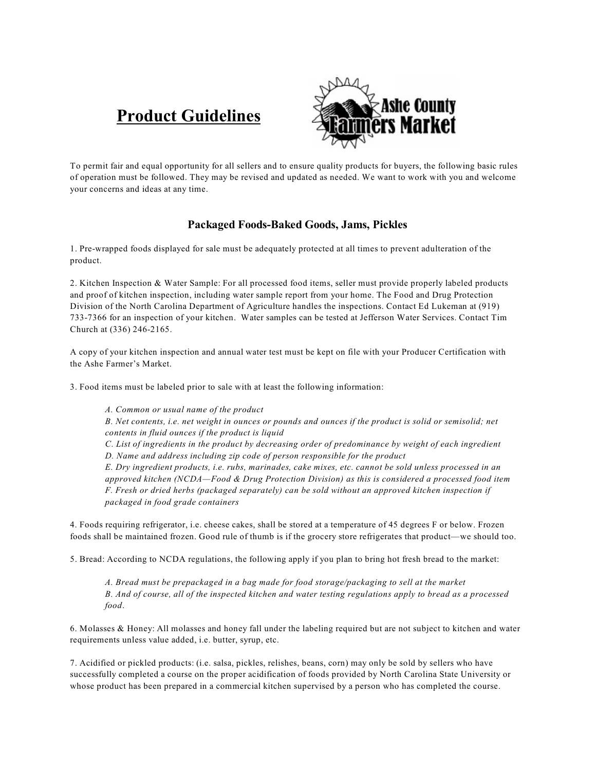# Product Guidelines

Ashe County Farmers Market

To permit fair and equal opportunity for all sellers and to ensure quality products for buyers, the following basic rules of operation must be followed. They may be revised and updated as needed. We want to work with you and welcome your concerns and ideas at any time.

## Packaged Foods-Baked Goods, Jams, Pickles

1. Pre-wrapped foods displayed for sale must be adequately protected at all times to prevent adulteration of the product.

2. Kitchen Inspection & Water Sample: For all processed food items, seller must provide properly labeled products and proof of kitchen inspection, including water sample report from your home. The Food and Drug Protection Division of the North Carolina Department of Agriculture handles the inspections. Contact Ed Lukeman at (919) 733-7366 for an inspection of your kitchen. Water samples can be tested at Jefferson Water Services. Contact Tim Church at (336) 246-2165.

A copy of your kitchen inspection and annual water test must be kept on file with your Producer Certification with the Ashe Farmer's Market.

3. Food items must be labeled prior to sale with at least the following information:

> *A. Common or usual name of the product*
> *B. Net contents, i.e. net weight in ounces or pounds and ounces if the product is solid or semisolid; net contents in fluid ounces if the product is liquid*
> *C. List of ingredients in the product by decreasing order of predominance by weight of each ingredient*
> *D. Name and address including zip code of person responsible for the product*
> *E. Dry ingredient products, i.e. rubs, marinades, cake mixes, etc. cannot be sold unless processed in an approved kitchen (NCDA—Food & Drug Protection Division) as this is considered a processed food item*
> *F. Fresh or dried herbs (packaged separately) can be sold without an approved kitchen inspection if packaged in food grade containers*

4. Foods requiring refrigerator, i.e. cheese cakes, shall be stored at a temperature of 45 degrees F or below. Frozen foods shall be maintained frozen. Good rule of thumb is if the grocery store refrigerates that product—we should too.

5. Bread: According to NCDA regulations, the following apply if you plan to bring hot fresh bread to the market:

> *A. Bread must be prepackaged in a bag made for food storage/packaging to sell at the market*
> *B. And of course, all of the inspected kitchen and water testing regulations apply to bread as a processed food.*

6. Molasses & Honey: All molasses and honey fall under the labeling required but are not subject to kitchen and water requirements unless value added, i.e. butter, syrup, etc.

7. Acidified or pickled products: (i.e. salsa, pickles, relishes, beans, corn) may only be sold by sellers who have successfully completed a course on the proper acidification of foods provided by North Carolina State University or whose product has been prepared in a commercial kitchen supervised by a person who has completed the course.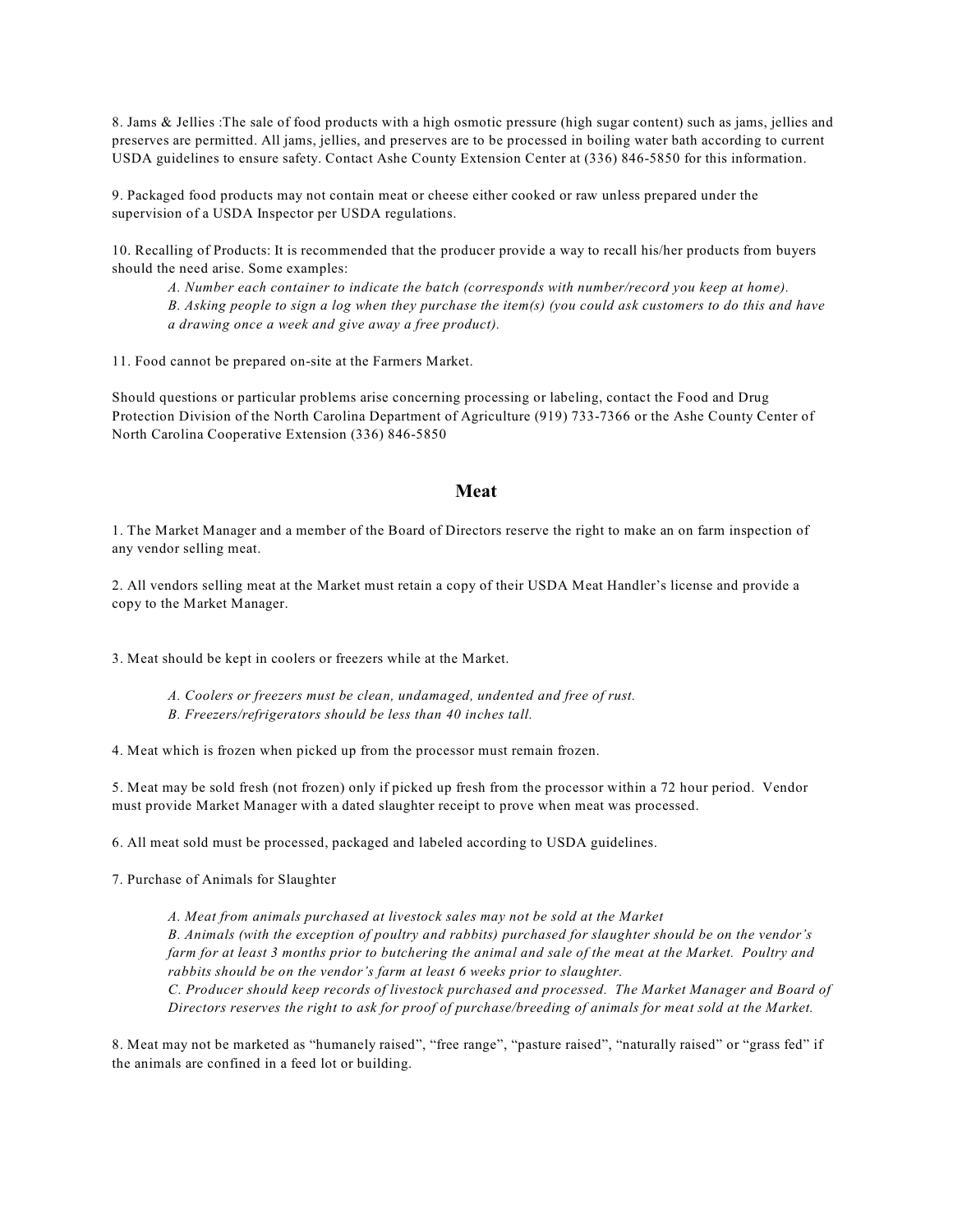8. Jams & Jellies :The sale of food products with a high osmotic pressure (high sugar content) such as jams, jellies and preserves are permitted. All jams, jellies, and preserves are to be processed in boiling water bath according to current USDA guidelines to ensure safety. Contact Ashe County Extension Center at (336) 846-5850 for this information.

9. Packaged food products may not contain meat or cheese either cooked or raw unless prepared under the supervision of a USDA Inspector per USDA regulations.

10. Recalling of Products: It is recommended that the producer provide a way to recall his/her products from buyers should the need arise. Some examples:

> *A. Number each container to indicate the batch (corresponds with number/record you keep at home).*
> *B. Asking people to sign a log when they purchase the item(s) (you could ask customers to do this and have a drawing once a week and give away a free product).*

11. Food cannot be prepared on-site at the Farmers Market.

Should questions or particular problems arise concerning processing or labeling, contact the Food and Drug Protection Division of the North Carolina Department of Agriculture (919) 733-7366 or the Ashe County Center of North Carolina Cooperative Extension (336) 846-5850

## Meat

1. The Market Manager and a member of the Board of Directors reserve the right to make an on farm inspection of any vendor selling meat.

2. All vendors selling meat at the Market must retain a copy of their USDA Meat Handler's license and provide a copy to the Market Manager.

3. Meat should be kept in coolers or freezers while at the Market.

> *A. Coolers or freezers must be clean, undamaged, undented and free of rust.*
> *B. Freezers/refrigerators should be less than 40 inches tall.*

4. Meat which is frozen when picked up from the processor must remain frozen.

5. Meat may be sold fresh (not frozen) only if picked up fresh from the processor within a 72 hour period. Vendor must provide Market Manager with a dated slaughter receipt to prove when meat was processed.

6. All meat sold must be processed, packaged and labeled according to USDA guidelines.

7. Purchase of Animals for Slaughter

> *A. Meat from animals purchased at livestock sales may not be sold at the Market*
> *B. Animals (with the exception of poultry and rabbits) purchased for slaughter should be on the vendor's farm for at least 3 months prior to butchering the animal and sale of the meat at the Market. Poultry and rabbits should be on the vendor's farm at least 6 weeks prior to slaughter.*
> *C. Producer should keep records of livestock purchased and processed. The Market Manager and Board of Directors reserves the right to ask for proof of purchase/breeding of animals for meat sold at the Market.*

8. Meat may not be marketed as "humanely raised", "free range", "pasture raised", "naturally raised" or "grass fed" if the animals are confined in a feed lot or building.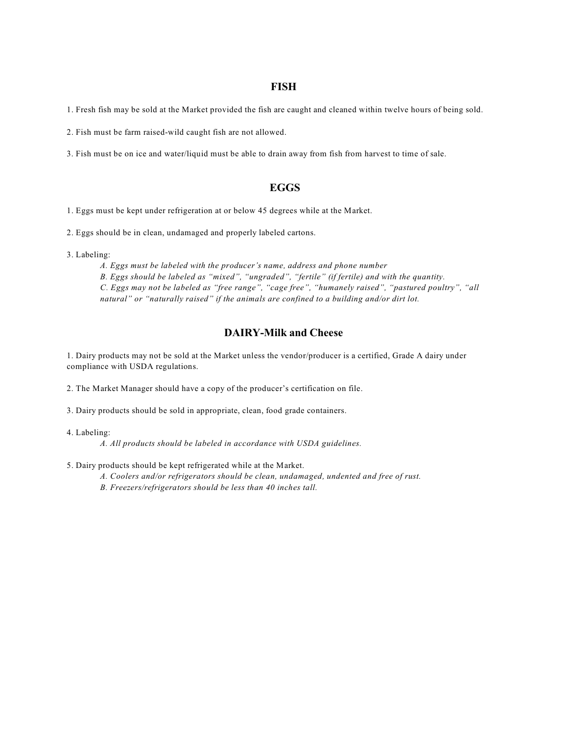## FISH

1. Fresh fish may be sold at the Market provided the fish are caught and cleaned within twelve hours of being sold.

2. Fish must be farm raised-wild caught fish are not allowed.

3. Fish must be on ice and water/liquid must be able to drain away from fish from harvest to time of sale.

## EGGS

1. Eggs must be kept under refrigeration at or below 45 degrees while at the Market.

2. Eggs should be in clean, undamaged and properly labeled cartons.

3. Labeling:

   *A. Eggs must be labeled with the producer's name, address and phone number*

   *B. Eggs should be labeled as "mixed", "ungraded", "fertile" (if fertile) and with the quantity.*

   *C. Eggs may not be labeled as "free range", "cage free", "humanely raised", "pastured poultry", "all natural" or "naturally raised" if the animals are confined to a building and/or dirt lot.*

## DAIRY-Milk and Cheese

1. Dairy products may not be sold at the Market unless the vendor/producer is a certified, Grade A dairy under compliance with USDA regulations.

2. The Market Manager should have a copy of the producer's certification on file.

3. Dairy products should be sold in appropriate, clean, food grade containers.

4. Labeling:

   *A. All products should be labeled in accordance with USDA guidelines.*

5. Dairy products should be kept refrigerated while at the Market.

   *A. Coolers and/or refrigerators should be clean, undamaged, undented and free of rust.*

   *B. Freezers/refrigerators should be less than 40 inches tall.*